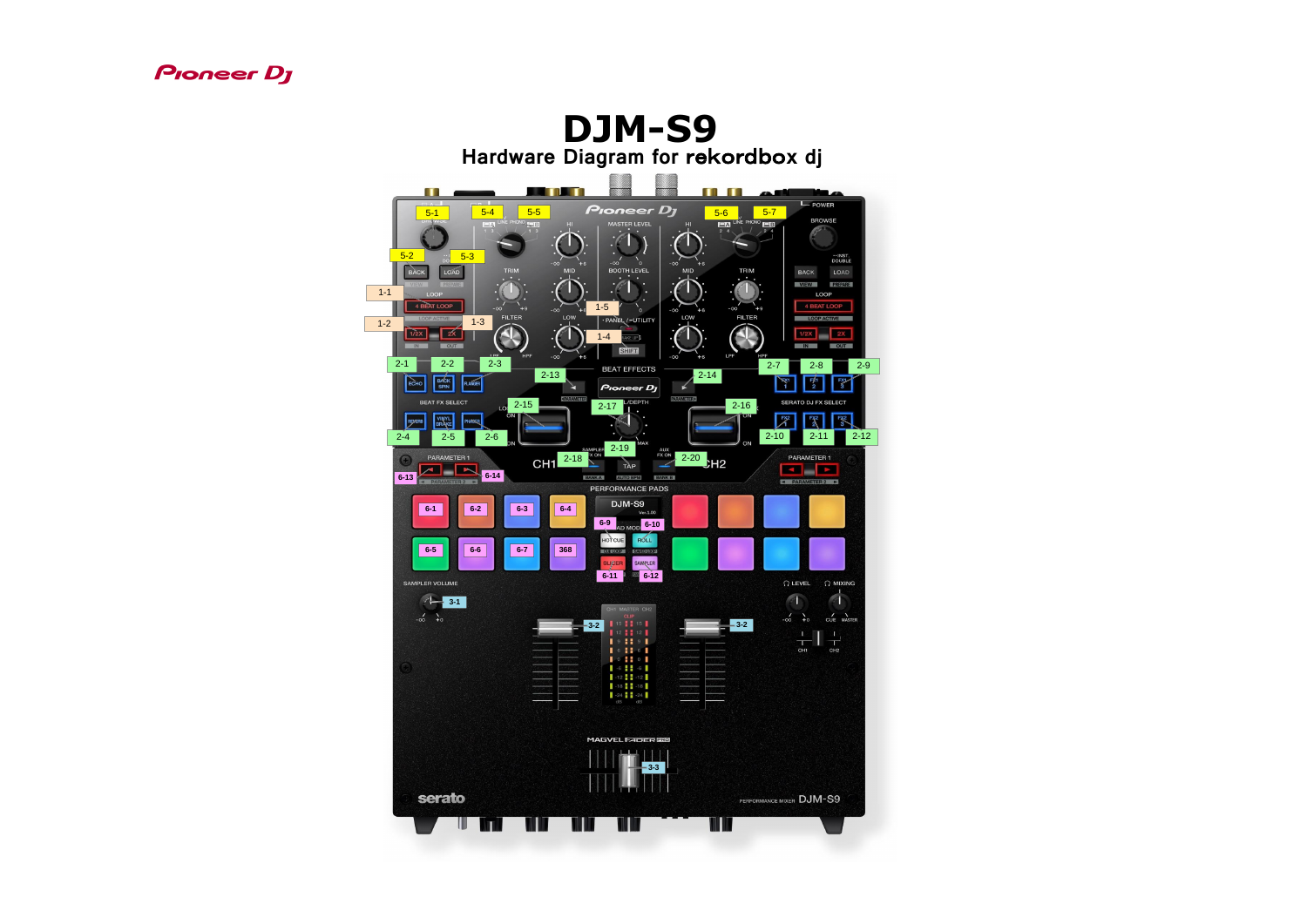# DJM-S9

## Hardware Diagram for rekordbox dj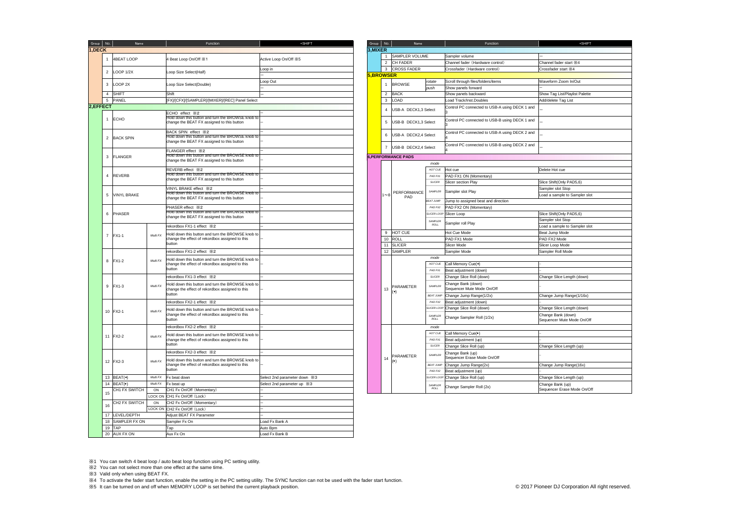| Group | No. | Name | | Function | +SHIFT |
|---|---|---|---|---|---|
| 1,DECK | | | | | |
| | 1 | 4BEAT LOOP | | 4 Beat Loop On/Off ※1 | Active Loop On/Off ※5 |
| | 2 | LOOP 1/2X | | Loop Size Select(Half) | Loop in |
| | 3 | LOOP 2X | | Loop Size Select(Double) | Loop Out |
| | 4 | SHIFT | | Shift | – |
| | 5 | PANEL | | [FX]/[CFX]/[SAMPLER]/[MIXER]/[REC] Panel Select | |
| 2,EFFECT | | | | | |
| | 1 | ECHO | | ECHO effect ※2 | – |
| | | | | Hold down this button and turn the BROWSE knob to change the BEAT FX assigned to this button | – |
| | 2 | BACK SPIN | | BACK SPIN effect ※2 | – |
| | | | | Hold down this button and turn the BROWSE knob to change the BEAT FX assigned to this button | – |
| | 3 | FLANGER | | FLANGER effect ※2 | – |
| | | | | Hold down this button and turn the BROWSE knob to change the BEAT FX assigned to this button | – |
| | 4 | REVERB | | REVERB effect ※2 | – |
| | | | | Hold down this button and turn the BROWSE knob to change the BEAT FX assigned to this button | – |
| | 5 | VINYL BRAKE | | VINYL BRAKE effect ※2 | – |
| | | | | Hold down this button and turn the BROWSE knob to change the BEAT FX assigned to this button | – |
| | 6 | PHASER | | PHASER effect ※2 | – |
| | | | | Hold down this button and turn the BROWSE knob to change the BEAT FX assigned to this button | – |
| | 7 | FX1-1 | Multi FX | rekordbox FX1-1 effect ※2 | – |
| | | | | Hold down this button and turn the BROWSE knob to change the effect of rekordbox assigned to this button | – |
| | 8 | FX1-2 | Multi FX | rekordbox FX1-2 effect ※2 | – |
| | | | | Hold down this button and turn the BROWSE knob to change the effect of rekordbox assigned to this button | – |
| | 9 | FX1-3 | Multi FX | rekordbox FX1-3 effect ※2 | – |
| | | | | Hold down this button and turn the BROWSE knob to change the effect of rekordbox assigned to this button | – |
| | 10 | FX2-1 | Multi FX | rekordbox FX2-1 effect ※2 | – |
| | | | | Hold down this button and turn the BROWSE knob to change the effect of rekordbox assigned to this button | – |
| | 11 | FX2-2 | Multi FX | rekordbox FX2-2 effect ※2 | – |
| | | | | Hold down this button and turn the BROWSE knob to change the effect of rekordbox assigned to this button | – |
| | 12 | FX2-3 | Multi FX | rekordbox FX2-3 effect ※2 | – |
| | | | | Hold down this button and turn the BROWSE knob to change the effect of rekordbox assigned to this button | – |
| | 13 | BEAT(◂) | Multi FX | Fx beat down | Select 2nd parameter down ※3 |
| | 14 | BEAT(▸) | Multi FX | Fx beat up | Select 2nd parameter up ※3 |
| | 15 | CH1 FX SWITCH | ON | CH1 Fx On/Off（Momentary） | – |
| | | | LOCK ON | CH1 Fx On/Off（Lock） | – |
| | 16 | CH2 FX SWITCH | ON | CH2 Fx On/Off（Momentary） | – |
| | | | LOCK ON | CH2 Fx On/Off（Lock） | – |
| | 17 | LEVEL/DEPTH | | Adjust BEAT FX Parameter | – |
| | 18 | SAMPLER FX ON | | Sampler Fx On | Load Fx Bank A |
| | 19 | TAP | | Tap | Auto Bpm |
| | 20 | AUX FX ON | | Aux Fx On | Load Fx Bank B |

| Group | No. | Name | | Function | +SHIFT |
|---|---|---|---|---|---|
| 3,MIXER | | | | | |
| | 1 | SAMPLER VOLUME | | Sampler volume | – |
| | 2 | CH FADER | | Channel fader（Hardware control） | Channel fader start ※4 |
| | 3 | CROSS FADER | | Crossfader（Hardware control） | Crossfader start ※4 |
| 5,BROWSER | | | | | |
| | 1 | BROWSE | rotate | Scroll through files/folders/items | Waveform Zoom In/Out |
| | | | push | Show panels forward | – |
| | 2 | BACK | | Show panels backward | Show Tag List/Playlist Palette |
| | 3 | LOAD | | Load Track/Inst.Doubles | Add/delete Tag List |
| | 4 | USB-A DECK1,3 Select | | Control PC connected to USB-A using DECK 1 and 3 | – |
| | 5 | USB-B DECK1,3 Select | | Control PC connected to USB-B using DECK 1 and 3 | – |
| | 6 | USB-A DECK2,4 Select | | Control PC connected to USB-A using DECK 2 and 4 | – |
| | 7 | USB-B DECK2,4 Select | | Control PC connected to USB-B using DECK 2 and 4 | – |
| 6,PERFORMANCE PADS | | | | | |
| | | | mode | | |
| | 1〜8 | PERFORMANCE PAD | HOT CUE | Hot cue | Delete Hot cue |
| | | | PAD FX1 | PAD FX1 ON (Momentary) | |
| | | | SLICER | Slicer section Play | Slice Shift(Only PAD5,6) |
| | | | SAMPLER | Sampler slot Play | Sampler slot Stop |
| | | | | | Load a sample to Sampler slot |
| | | | BEAT JUMP | Jump to assigned beat and direction | |
| | | | PAD FX2 | PAD FX2 ON (Momentary) | |
| | | | SLICER LOOP | Slicer Loop | Slice Shift(Only PAD5,6) |
| | | | SAMPLER ROLL | Sampler roll Play | Sampler slot Stop |
| | | | | | Load a sample to Sampler slot |
| | 9 | HOT CUE | | Hot Cue Mode | Beat Jump Mode |
| | 10 | ROLL | | PAD FX1 Mode | PAD FX2 Mode |
| | 11 | SLICER | | Slicer Mode | Slicer Loop Mode |
| | 12 | SAMPLER | | Sampler Mode | Sampler Roll Mode |
| | | | mode | | |
| | 13 | PARAMETER (◂) | HOT CUE | Call Memory Cue(◂) | – |
| | | | PAD FX1 | Beat adjustment (down) | – |
| | | | SLICER | Change Slice Roll (down) | Change Slice Length (down) |
| | | | SAMPLER | Change Bank (down) Sequencer Mute Mode On/Off | – |
| | | | BEAT JUMP | Change Jump Range(1/2x) | Change Jump Range(1/16x) |
| | | | PAD FX2 | Beat adjustment (down) | – |
| | | | SLICER LOOP | Change Slice Roll (down) | Change Slice Length (down) |
| | | | SAMPLER ROLL | Change Sampler Roll (1/2x) | Change Bank (down) Sequencer Mute Mode On/Off |
| | | | mode | | |
| | 14 | PARAMETER (▸) | HOT CUE | Call Memory Cue(▸) | – |
| | | | PAD FX1 | Beat adjustment (up) | – |
| | | | SLICER | Change Slice Roll (up) | Change Slice Length (up) |
| | | | SAMPLER | Change Bank (up) Sequencer Erase Mode On/Off | – |
| | | | BEAT JUMP | Change Jump Range(2x) | Change Jump Range(16x) |
| | | | PAD FX2 | Beat adjustment (up) | – |
| | | | SLICER LOOP | Change Slice Roll (up) | Change Slice Length (up) |
| | | | SAMPLER ROLL | Change Sampler Roll (2x) | Change Bank (up) Sequencer Erase Mode On/Off |

※1 You can switch 4 beat loop / auto beat loop function using PC setting utility.

※2 You can not select more than one effect at the same time.

※3 Valid only when using BEAT FX.

※4 To activate the fader start function, enable the setting in the PC setting utility. The SYNC function can not be used with the fader start function.

※5 It can be turned on and off when MEMORY LOOP is set behind the current playback position.

© 2017 Pioneer DJ Corporation All right reserved.